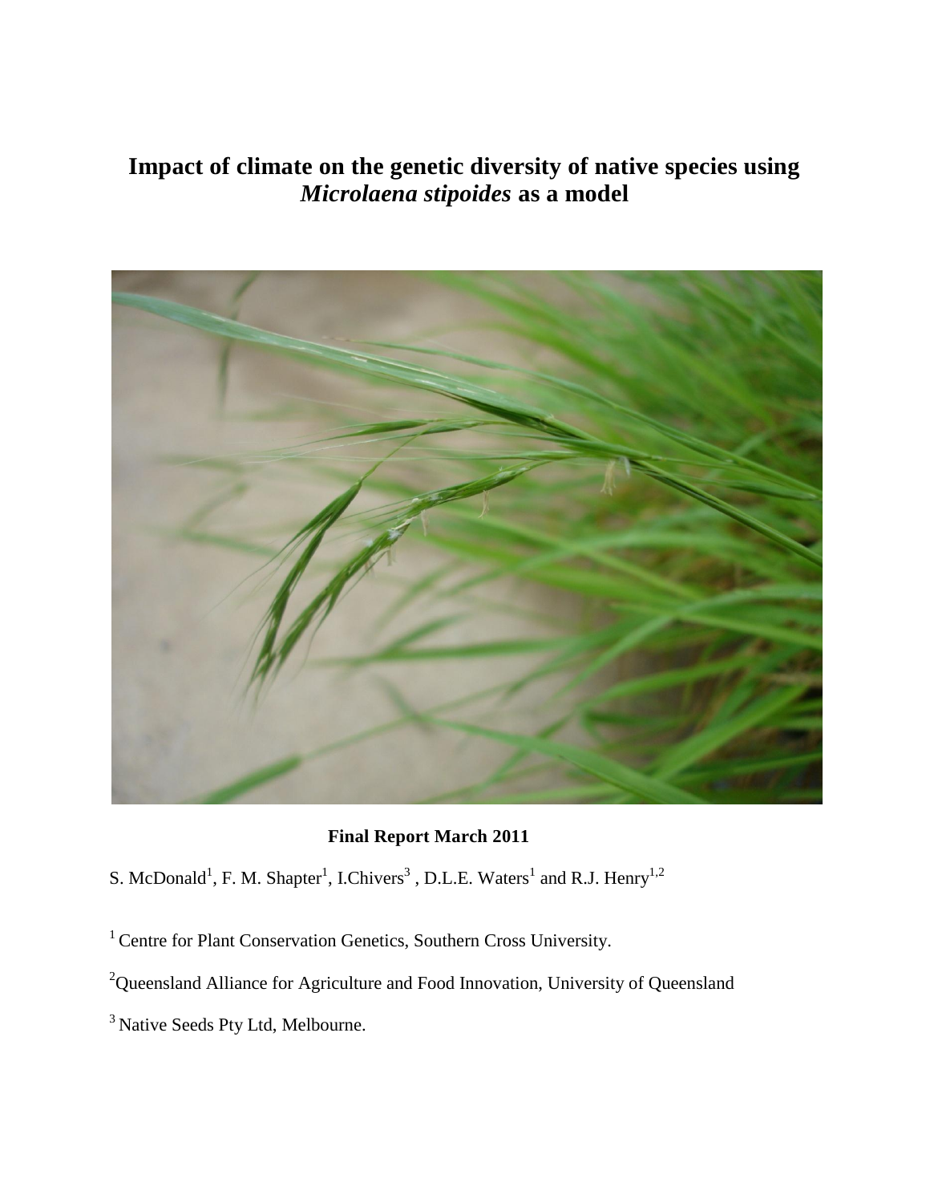# Impact of climate on the genetic diversity of native species using *Microlaena stipoides* as a model

**Final Report March 2011**

S. McDonald[1], F. M. Shapter[1], I.Chivers[3] , D.L.E. Waters[1] and R.J. Henry[1,2]

[1] Centre for Plant Conservation Genetics, Southern Cross University.

[2]Queensland Alliance for Agriculture and Food Innovation, University of Queensland

[3] Native Seeds Pty Ltd, Melbourne.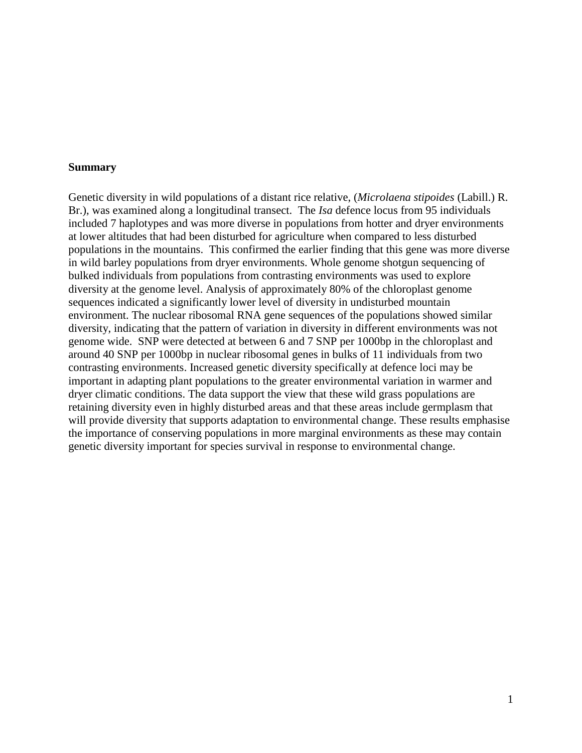**Summary**

Genetic diversity in wild populations of a distant rice relative, (*Microlaena stipoides* (Labill.) R. Br.), was examined along a longitudinal transect. The *Isa* defence locus from 95 individuals included 7 haplotypes and was more diverse in populations from hotter and dryer environments at lower altitudes that had been disturbed for agriculture when compared to less disturbed populations in the mountains. This confirmed the earlier finding that this gene was more diverse in wild barley populations from dryer environments. Whole genome shotgun sequencing of bulked individuals from populations from contrasting environments was used to explore diversity at the genome level. Analysis of approximately 80% of the chloroplast genome sequences indicated a significantly lower level of diversity in undisturbed mountain environment. The nuclear ribosomal RNA gene sequences of the populations showed similar diversity, indicating that the pattern of variation in diversity in different environments was not genome wide. SNP were detected at between 6 and 7 SNP per 1000bp in the chloroplast and around 40 SNP per 1000bp in nuclear ribosomal genes in bulks of 11 individuals from two contrasting environments. Increased genetic diversity specifically at defence loci may be important in adapting plant populations to the greater environmental variation in warmer and dryer climatic conditions. The data support the view that these wild grass populations are retaining diversity even in highly disturbed areas and that these areas include germplasm that will provide diversity that supports adaptation to environmental change. These results emphasise the importance of conserving populations in more marginal environments as these may contain genetic diversity important for species survival in response to environmental change.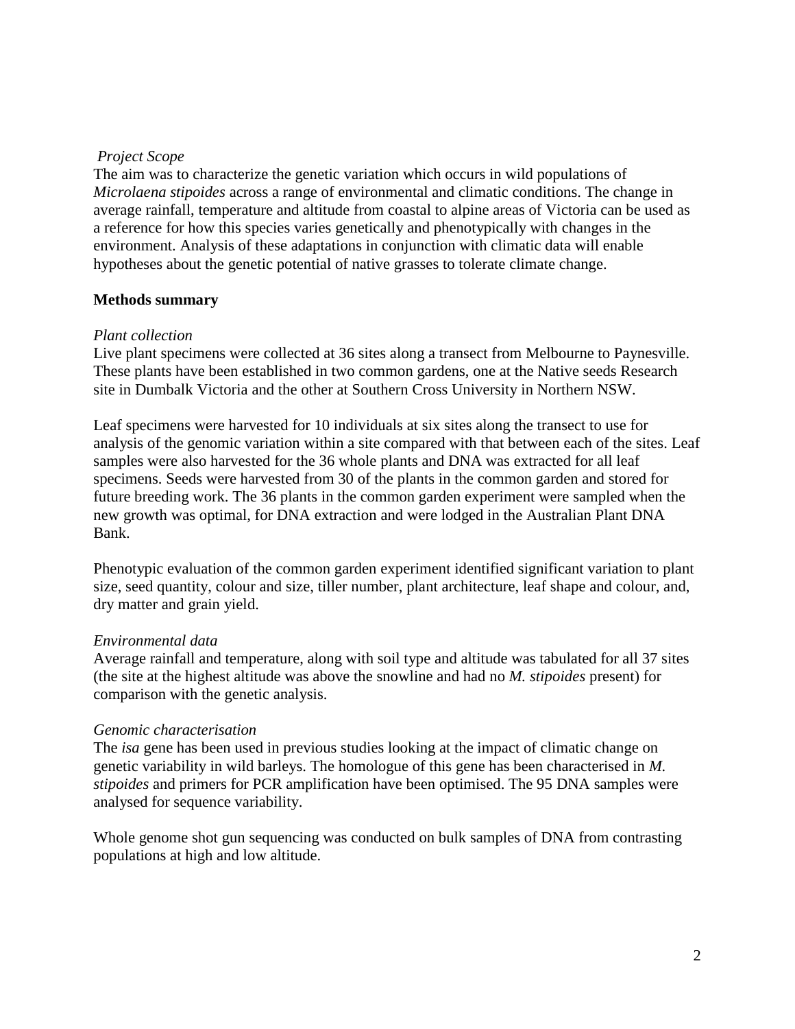*Project Scope*

The aim was to characterize the genetic variation which occurs in wild populations of *Microlaena stipoides* across a range of environmental and climatic conditions. The change in average rainfall, temperature and altitude from coastal to alpine areas of Victoria can be used as a reference for how this species varies genetically and phenotypically with changes in the environment. Analysis of these adaptations in conjunction with climatic data will enable hypotheses about the genetic potential of native grasses to tolerate climate change.

**Methods summary**

*Plant collection*

Live plant specimens were collected at 36 sites along a transect from Melbourne to Paynesville. These plants have been established in two common gardens, one at the Native seeds Research site in Dumbalk Victoria and the other at Southern Cross University in Northern NSW.

Leaf specimens were harvested for 10 individuals at six sites along the transect to use for analysis of the genomic variation within a site compared with that between each of the sites. Leaf samples were also harvested for the 36 whole plants and DNA was extracted for all leaf specimens. Seeds were harvested from 30 of the plants in the common garden and stored for future breeding work. The 36 plants in the common garden experiment were sampled when the new growth was optimal, for DNA extraction and were lodged in the Australian Plant DNA Bank.

Phenotypic evaluation of the common garden experiment identified significant variation to plant size, seed quantity, colour and size, tiller number, plant architecture, leaf shape and colour, and, dry matter and grain yield.

*Environmental data*

Average rainfall and temperature, along with soil type and altitude was tabulated for all 37 sites (the site at the highest altitude was above the snowline and had no *M. stipoides* present) for comparison with the genetic analysis.

*Genomic characterisation*

The *isa* gene has been used in previous studies looking at the impact of climatic change on genetic variability in wild barleys. The homologue of this gene has been characterised in *M. stipoides* and primers for PCR amplification have been optimised. The 95 DNA samples were analysed for sequence variability.

Whole genome shot gun sequencing was conducted on bulk samples of DNA from contrasting populations at high and low altitude.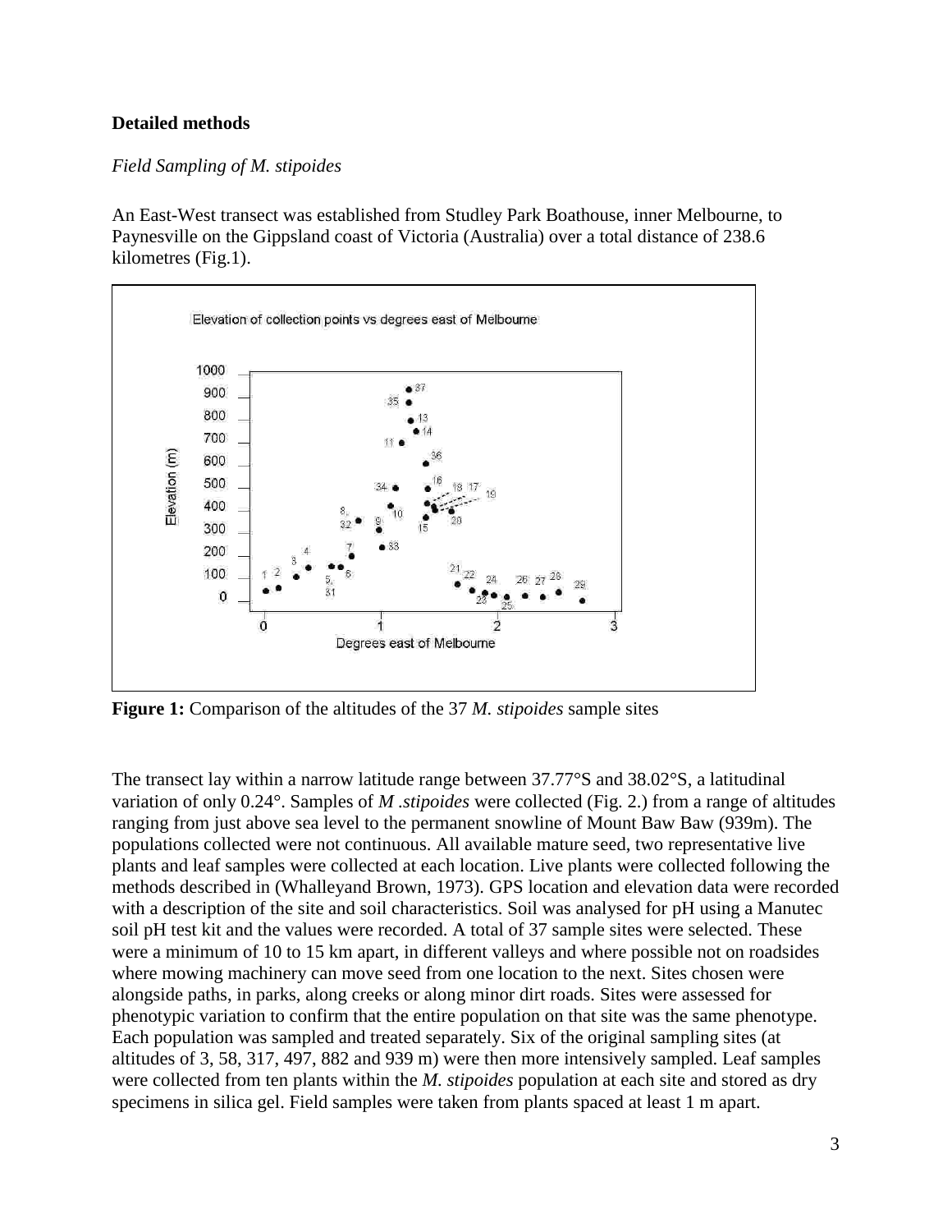**Detailed methods**

*Field Sampling of M. stipoides*

An East-West transect was established from Studley Park Boathouse, inner Melbourne, to Paynesville on the Gippsland coast of Victoria (Australia) over a total distance of 238.6 kilometres (Fig.1).

**Figure 1:** Comparison of the altitudes of the 37 *M. stipoides* sample sites

The transect lay within a narrow latitude range between 37.77°S and 38.02°S, a latitudinal variation of only 0.24°. Samples of *M .stipoides* were collected (Fig. 2.) from a range of altitudes ranging from just above sea level to the permanent snowline of Mount Baw Baw (939m). The populations collected were not continuous. All available mature seed, two representative live plants and leaf samples were collected at each location. Live plants were collected following the methods described in (Whalleyand Brown, 1973). GPS location and elevation data were recorded with a description of the site and soil characteristics. Soil was analysed for pH using a Manutec soil pH test kit and the values were recorded. A total of 37 sample sites were selected. These were a minimum of 10 to 15 km apart, in different valleys and where possible not on roadsides where mowing machinery can move seed from one location to the next. Sites chosen were alongside paths, in parks, along creeks or along minor dirt roads. Sites were assessed for phenotypic variation to confirm that the entire population on that site was the same phenotype. Each population was sampled and treated separately. Six of the original sampling sites (at altitudes of 3, 58, 317, 497, 882 and 939 m) were then more intensively sampled. Leaf samples were collected from ten plants within the *M. stipoides* population at each site and stored as dry specimens in silica gel. Field samples were taken from plants spaced at least 1 m apart.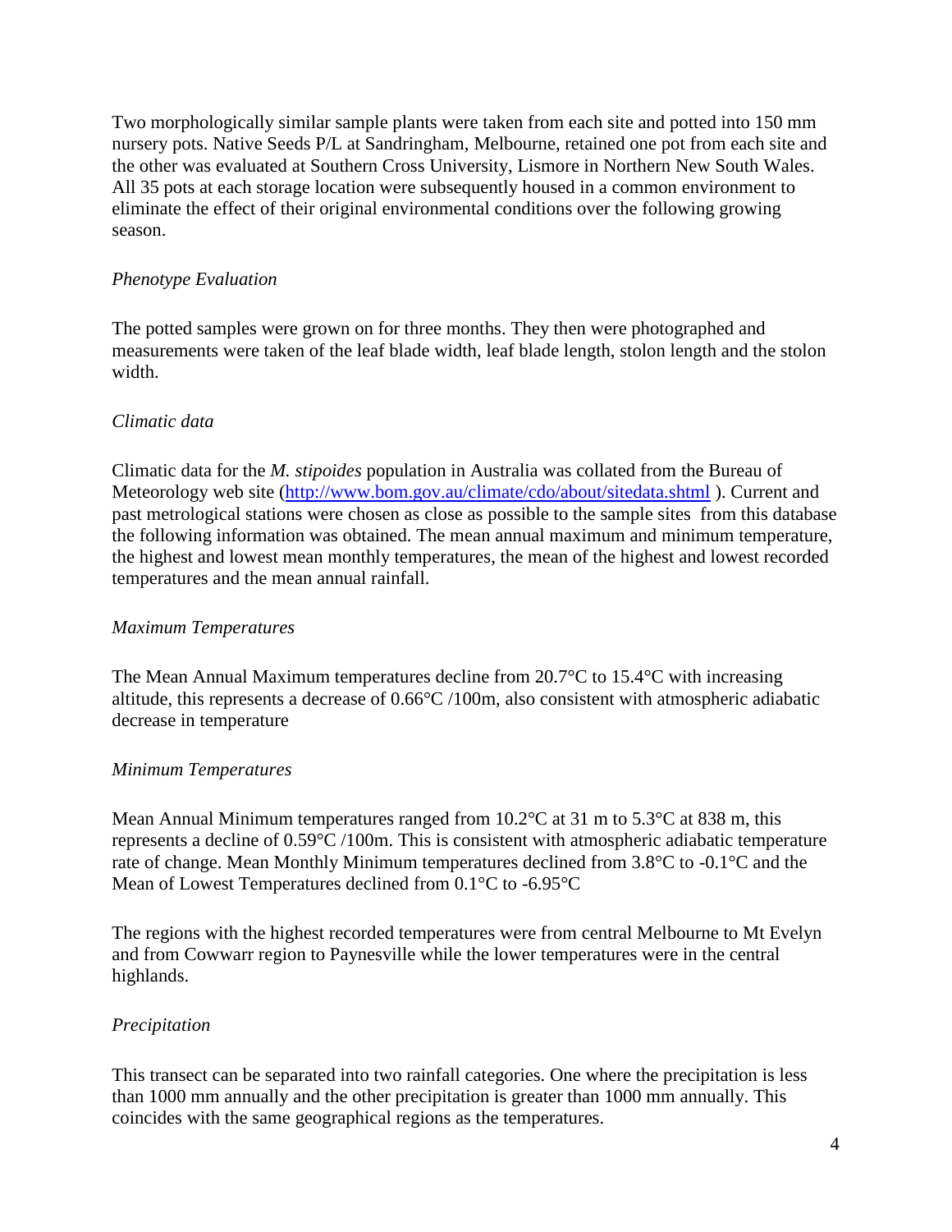Two morphologically similar sample plants were taken from each site and potted into 150 mm nursery pots. Native Seeds P/L at Sandringham, Melbourne, retained one pot from each site and the other was evaluated at Southern Cross University, Lismore in Northern New South Wales. All 35 pots at each storage location were subsequently housed in a common environment to eliminate the effect of their original environmental conditions over the following growing season.

*Phenotype Evaluation*

The potted samples were grown on for three months. They then were photographed and measurements were taken of the leaf blade width, leaf blade length, stolon length and the stolon width.

*Climatic data*

Climatic data for the *M. stipoides* population in Australia was collated from the Bureau of Meteorology web site (http://www.bom.gov.au/climate/cdo/about/sitedata.shtml ). Current and past metrological stations were chosen as close as possible to the sample sites  from this database the following information was obtained. The mean annual maximum and minimum temperature, the highest and lowest mean monthly temperatures, the mean of the highest and lowest recorded temperatures and the mean annual rainfall.

*Maximum Temperatures*

The Mean Annual Maximum temperatures decline from 20.7°C to 15.4°C with increasing altitude, this represents a decrease of 0.66°C /100m, also consistent with atmospheric adiabatic decrease in temperature

*Minimum Temperatures*

Mean Annual Minimum temperatures ranged from 10.2°C at 31 m to 5.3°C at 838 m, this represents a decline of 0.59°C /100m. This is consistent with atmospheric adiabatic temperature rate of change. Mean Monthly Minimum temperatures declined from 3.8°C to -0.1°C and the Mean of Lowest Temperatures declined from 0.1°C to -6.95°C

The regions with the highest recorded temperatures were from central Melbourne to Mt Evelyn and from Cowwarr region to Paynesville while the lower temperatures were in the central highlands.

*Precipitation*

This transect can be separated into two rainfall categories. One where the precipitation is less than 1000 mm annually and the other precipitation is greater than 1000 mm annually. This coincides with the same geographical regions as the temperatures.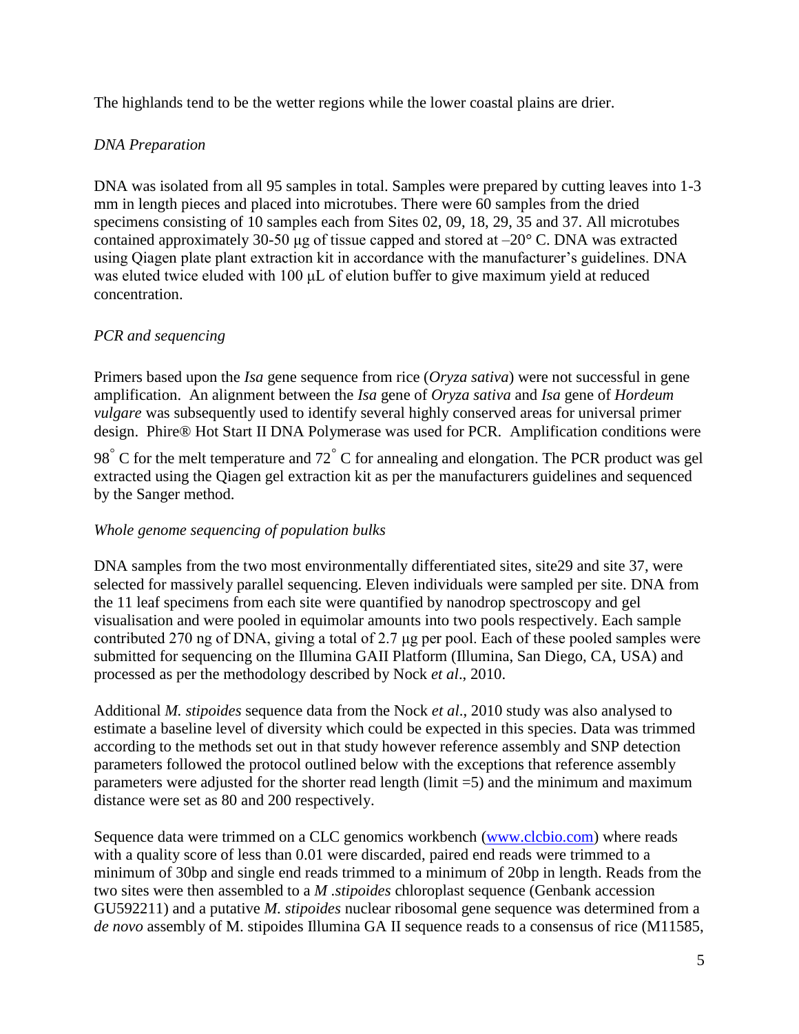The highlands tend to be the wetter regions while the lower coastal plains are drier.

*DNA Preparation*

DNA was isolated from all 95 samples in total. Samples were prepared by cutting leaves into 1-3 mm in length pieces and placed into microtubes. There were 60 samples from the dried specimens consisting of 10 samples each from Sites 02, 09, 18, 29, 35 and 37. All microtubes contained approximately 30-50 μg of tissue capped and stored at –20° C. DNA was extracted using Qiagen plate plant extraction kit in accordance with the manufacturer's guidelines. DNA was eluted twice eluded with 100 μL of elution buffer to give maximum yield at reduced concentration.

*PCR and sequencing*

Primers based upon the *Isa* gene sequence from rice (*Oryza sativa*) were not successful in gene amplification. An alignment between the *Isa* gene of *Oryza sativa* and *Isa* gene of *Hordeum vulgare* was subsequently used to identify several highly conserved areas for universal primer design. Phire® Hot Start II DNA Polymerase was used for PCR. Amplification conditions were 98° C for the melt temperature and 72° C for annealing and elongation. The PCR product was gel extracted using the Qiagen gel extraction kit as per the manufacturers guidelines and sequenced by the Sanger method.

*Whole genome sequencing of population bulks*

DNA samples from the two most environmentally differentiated sites, site29 and site 37, were selected for massively parallel sequencing. Eleven individuals were sampled per site. DNA from the 11 leaf specimens from each site were quantified by nanodrop spectroscopy and gel visualisation and were pooled in equimolar amounts into two pools respectively. Each sample contributed 270 ng of DNA, giving a total of 2.7 μg per pool. Each of these pooled samples were submitted for sequencing on the Illumina GAII Platform (Illumina, San Diego, CA, USA) and processed as per the methodology described by Nock *et al*., 2010.

Additional *M. stipoides* sequence data from the Nock *et al*., 2010 study was also analysed to estimate a baseline level of diversity which could be expected in this species. Data was trimmed according to the methods set out in that study however reference assembly and SNP detection parameters followed the protocol outlined below with the exceptions that reference assembly parameters were adjusted for the shorter read length (limit =5) and the minimum and maximum distance were set as 80 and 200 respectively.

Sequence data were trimmed on a CLC genomics workbench (www.clcbio.com) where reads with a quality score of less than 0.01 were discarded, paired end reads were trimmed to a minimum of 30bp and single end reads trimmed to a minimum of 20bp in length. Reads from the two sites were then assembled to a *M .stipoides* chloroplast sequence (Genbank accession GU592211) and a putative *M. stipoides* nuclear ribosomal gene sequence was determined from a *de novo* assembly of M. stipoides Illumina GA II sequence reads to a consensus of rice (M11585,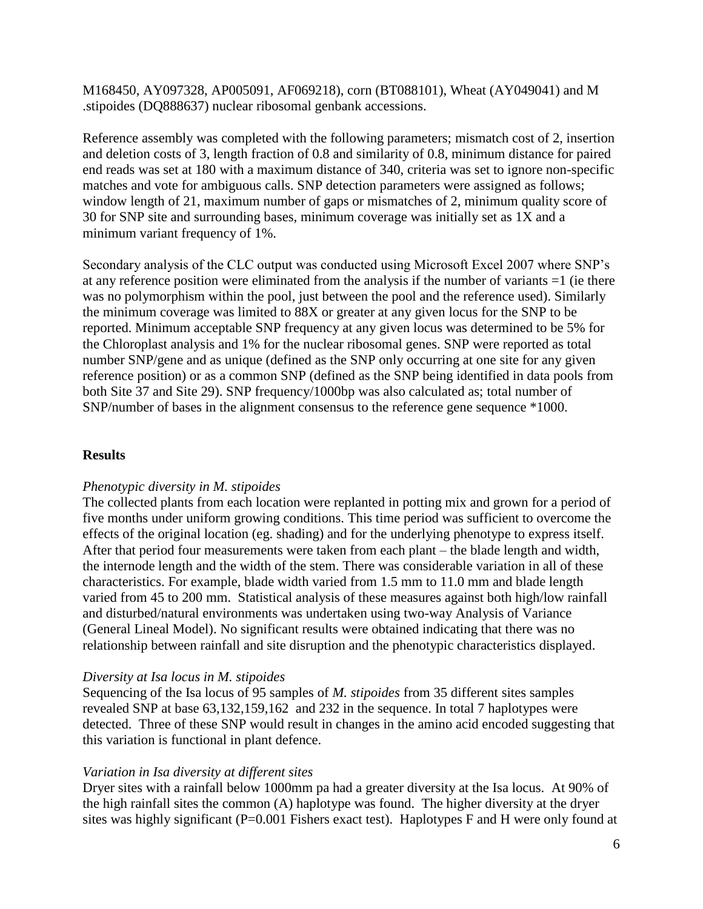M168450, AY097328, AP005091, AF069218), corn (BT088101), Wheat (AY049041) and M .stipoides (DQ888637) nuclear ribosomal genbank accessions.

Reference assembly was completed with the following parameters; mismatch cost of 2, insertion and deletion costs of 3, length fraction of 0.8 and similarity of 0.8, minimum distance for paired end reads was set at 180 with a maximum distance of 340, criteria was set to ignore non-specific matches and vote for ambiguous calls. SNP detection parameters were assigned as follows; window length of 21, maximum number of gaps or mismatches of 2, minimum quality score of 30 for SNP site and surrounding bases, minimum coverage was initially set as 1X and a minimum variant frequency of 1%.

Secondary analysis of the CLC output was conducted using Microsoft Excel 2007 where SNP's at any reference position were eliminated from the analysis if the number of variants =1 (ie there was no polymorphism within the pool, just between the pool and the reference used). Similarly the minimum coverage was limited to 88X or greater at any given locus for the SNP to be reported. Minimum acceptable SNP frequency at any given locus was determined to be 5% for the Chloroplast analysis and 1% for the nuclear ribosomal genes. SNP were reported as total number SNP/gene and as unique (defined as the SNP only occurring at one site for any given reference position) or as a common SNP (defined as the SNP being identified in data pools from both Site 37 and Site 29). SNP frequency/1000bp was also calculated as; total number of SNP/number of bases in the alignment consensus to the reference gene sequence *1000.

## Results

### *Phenotypic diversity in M. stipoides*

The collected plants from each location were replanted in potting mix and grown for a period of five months under uniform growing conditions. This time period was sufficient to overcome the effects of the original location (eg. shading) and for the underlying phenotype to express itself. After that period four measurements were taken from each plant – the blade length and width, the internode length and the width of the stem. There was considerable variation in all of these characteristics. For example, blade width varied from 1.5 mm to 11.0 mm and blade length varied from 45 to 200 mm. Statistical analysis of these measures against both high/low rainfall and disturbed/natural environments was undertaken using two-way Analysis of Variance (General Lineal Model). No significant results were obtained indicating that there was no relationship between rainfall and site disruption and the phenotypic characteristics displayed.

### *Diversity at Isa locus in M. stipoides*

Sequencing of the Isa locus of 95 samples of *M. stipoides* from 35 different sites samples revealed SNP at base 63,132,159,162 and 232 in the sequence. In total 7 haplotypes were detected. Three of these SNP would result in changes in the amino acid encoded suggesting that this variation is functional in plant defence.

### *Variation in Isa diversity at different sites*

Dryer sites with a rainfall below 1000mm pa had a greater diversity at the Isa locus. At 90% of the high rainfall sites the common (A) haplotype was found. The higher diversity at the dryer sites was highly significant (P=0.001 Fishers exact test). Haplotypes F and H were only found at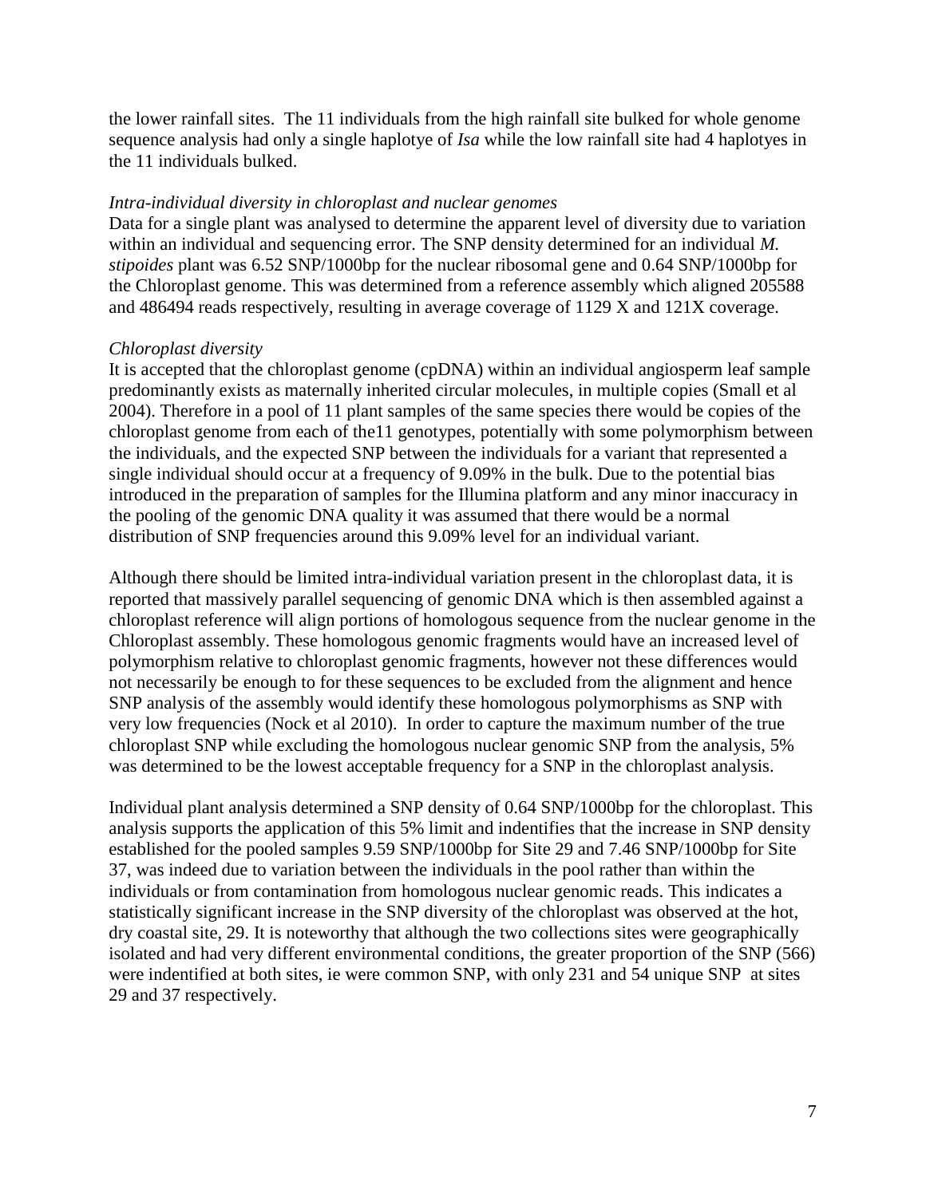the lower rainfall sites. The 11 individuals from the high rainfall site bulked for whole genome sequence analysis had only a single haplotye of *Isa* while the low rainfall site had 4 haplotyes in the 11 individuals bulked.

*Intra-individual diversity in chloroplast and nuclear genomes*

Data for a single plant was analysed to determine the apparent level of diversity due to variation within an individual and sequencing error. The SNP density determined for an individual *M. stipoides* plant was 6.52 SNP/1000bp for the nuclear ribosomal gene and 0.64 SNP/1000bp for the Chloroplast genome. This was determined from a reference assembly which aligned 205588 and 486494 reads respectively, resulting in average coverage of 1129 X and 121X coverage.

*Chloroplast diversity*

It is accepted that the chloroplast genome (cpDNA) within an individual angiosperm leaf sample predominantly exists as maternally inherited circular molecules, in multiple copies (Small et al 2004). Therefore in a pool of 11 plant samples of the same species there would be copies of the chloroplast genome from each of the11 genotypes, potentially with some polymorphism between the individuals, and the expected SNP between the individuals for a variant that represented a single individual should occur at a frequency of 9.09% in the bulk. Due to the potential bias introduced in the preparation of samples for the Illumina platform and any minor inaccuracy in the pooling of the genomic DNA quality it was assumed that there would be a normal distribution of SNP frequencies around this 9.09% level for an individual variant.

Although there should be limited intra-individual variation present in the chloroplast data, it is reported that massively parallel sequencing of genomic DNA which is then assembled against a chloroplast reference will align portions of homologous sequence from the nuclear genome in the Chloroplast assembly. These homologous genomic fragments would have an increased level of polymorphism relative to chloroplast genomic fragments, however not these differences would not necessarily be enough to for these sequences to be excluded from the alignment and hence SNP analysis of the assembly would identify these homologous polymorphisms as SNP with very low frequencies (Nock et al 2010). In order to capture the maximum number of the true chloroplast SNP while excluding the homologous nuclear genomic SNP from the analysis, 5% was determined to be the lowest acceptable frequency for a SNP in the chloroplast analysis.

Individual plant analysis determined a SNP density of 0.64 SNP/1000bp for the chloroplast. This analysis supports the application of this 5% limit and indentifies that the increase in SNP density established for the pooled samples 9.59 SNP/1000bp for Site 29 and 7.46 SNP/1000bp for Site 37, was indeed due to variation between the individuals in the pool rather than within the individuals or from contamination from homologous nuclear genomic reads. This indicates a statistically significant increase in the SNP diversity of the chloroplast was observed at the hot, dry coastal site, 29. It is noteworthy that although the two collections sites were geographically isolated and had very different environmental conditions, the greater proportion of the SNP (566) were indentified at both sites, ie were common SNP, with only 231 and 54 unique SNP at sites 29 and 37 respectively.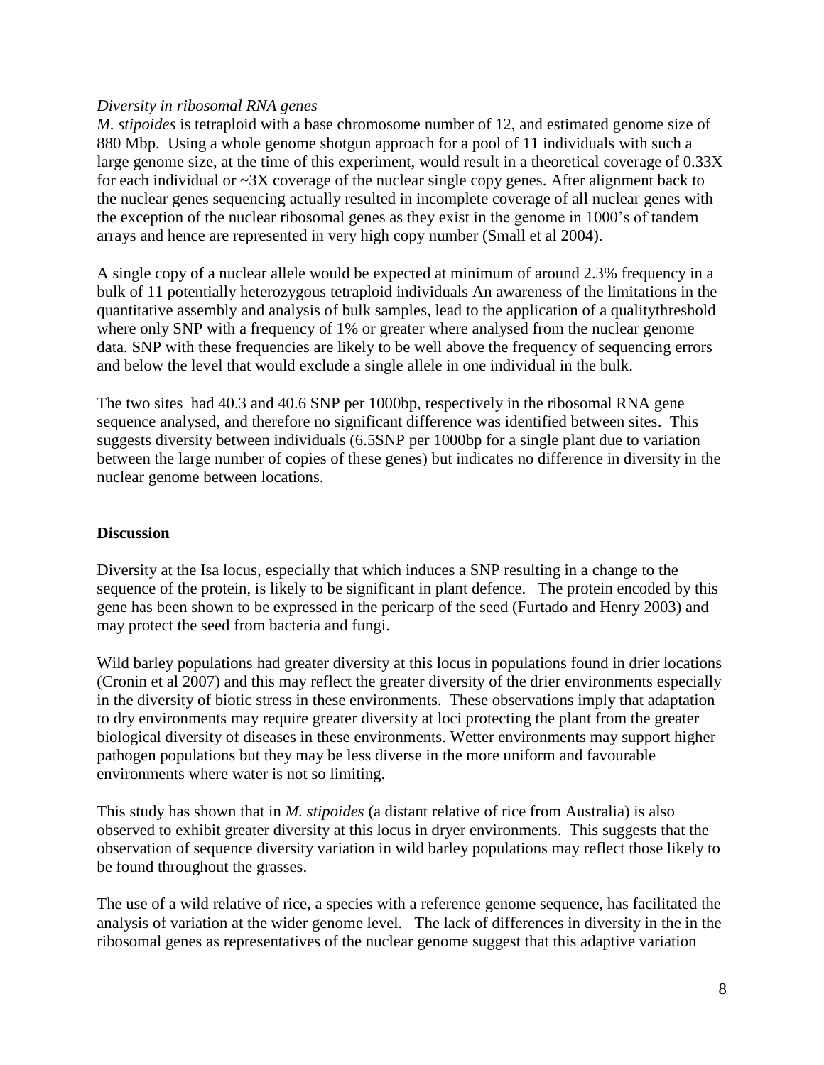*Diversity in ribosomal RNA genes*

*M. stipoides* is tetraploid with a base chromosome number of 12, and estimated genome size of 880 Mbp. Using a whole genome shotgun approach for a pool of 11 individuals with such a large genome size, at the time of this experiment, would result in a theoretical coverage of 0.33X for each individual or ~3X coverage of the nuclear single copy genes. After alignment back to the nuclear genes sequencing actually resulted in incomplete coverage of all nuclear genes with the exception of the nuclear ribosomal genes as they exist in the genome in 1000's of tandem arrays and hence are represented in very high copy number (Small et al 2004).

A single copy of a nuclear allele would be expected at minimum of around 2.3% frequency in a bulk of 11 potentially heterozygous tetraploid individuals An awareness of the limitations in the quantitative assembly and analysis of bulk samples, lead to the application of a qualitythreshold where only SNP with a frequency of 1% or greater where analysed from the nuclear genome data. SNP with these frequencies are likely to be well above the frequency of sequencing errors and below the level that would exclude a single allele in one individual in the bulk.

The two sites had 40.3 and 40.6 SNP per 1000bp, respectively in the ribosomal RNA gene sequence analysed, and therefore no significant difference was identified between sites. This suggests diversity between individuals (6.5SNP per 1000bp for a single plant due to variation between the large number of copies of these genes) but indicates no difference in diversity in the nuclear genome between locations.

## Discussion

Diversity at the Isa locus, especially that which induces a SNP resulting in a change to the sequence of the protein, is likely to be significant in plant defence. The protein encoded by this gene has been shown to be expressed in the pericarp of the seed (Furtado and Henry 2003) and may protect the seed from bacteria and fungi.

Wild barley populations had greater diversity at this locus in populations found in drier locations (Cronin et al 2007) and this may reflect the greater diversity of the drier environments especially in the diversity of biotic stress in these environments. These observations imply that adaptation to dry environments may require greater diversity at loci protecting the plant from the greater biological diversity of diseases in these environments. Wetter environments may support higher pathogen populations but they may be less diverse in the more uniform and favourable environments where water is not so limiting.

This study has shown that in *M. stipoides* (a distant relative of rice from Australia) is also observed to exhibit greater diversity at this locus in dryer environments. This suggests that the observation of sequence diversity variation in wild barley populations may reflect those likely to be found throughout the grasses.

The use of a wild relative of rice, a species with a reference genome sequence, has facilitated the analysis of variation at the wider genome level. The lack of differences in diversity in the in the ribosomal genes as representatives of the nuclear genome suggest that this adaptive variation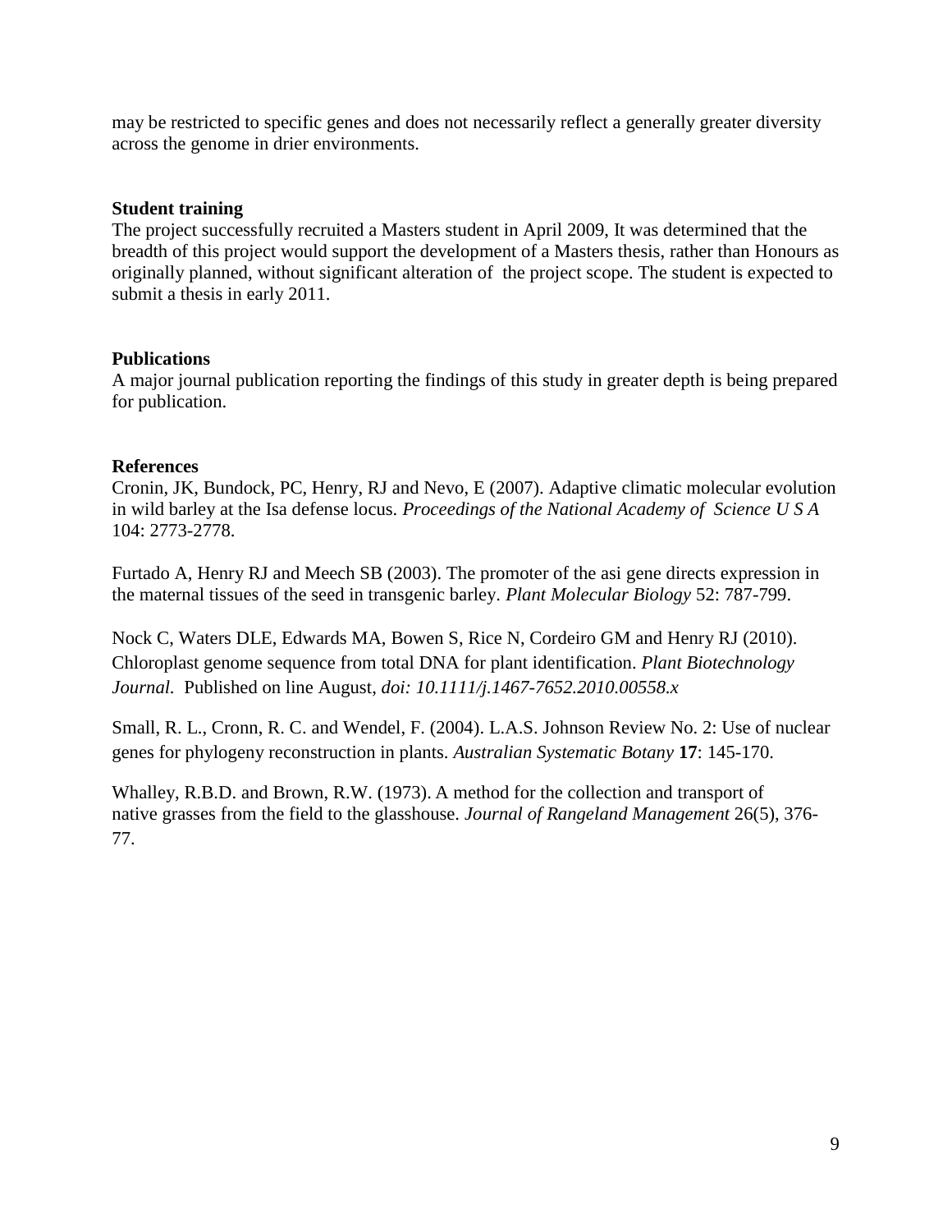may be restricted to specific genes and does not necessarily reflect a generally greater diversity across the genome in drier environments.

**Student training**

The project successfully recruited a Masters student in April 2009, It was determined that the breadth of this project would support the development of a Masters thesis, rather than Honours as originally planned, without significant alteration of the project scope. The student is expected to submit a thesis in early 2011.

**Publications**

A major journal publication reporting the findings of this study in greater depth is being prepared for publication.

**References**

Cronin, JK, Bundock, PC, Henry, RJ and Nevo, E (2007). Adaptive climatic molecular evolution in wild barley at the Isa defense locus. *Proceedings of the National Academy of Science U S A* 104: 2773-2778.

Furtado A, Henry RJ and Meech SB (2003). The promoter of the asi gene directs expression in the maternal tissues of the seed in transgenic barley. *Plant Molecular Biology* 52: 787-799.

Nock C, Waters DLE, Edwards MA, Bowen S, Rice N, Cordeiro GM and Henry RJ (2010). Chloroplast genome sequence from total DNA for plant identification. *Plant Biotechnology Journal*. Published on line August, *doi: 10.1111/j.1467-7652.2010.00558.x*

Small, R. L., Cronn, R. C. and Wendel, F. (2004). L.A.S. Johnson Review No. 2: Use of nuclear genes for phylogeny reconstruction in plants. *Australian Systematic Botany* **17**: 145-170.

Whalley, R.B.D. and Brown, R.W. (1973). A method for the collection and transport of native grasses from the field to the glasshouse. *Journal of Rangeland Management* 26(5), 376-77.